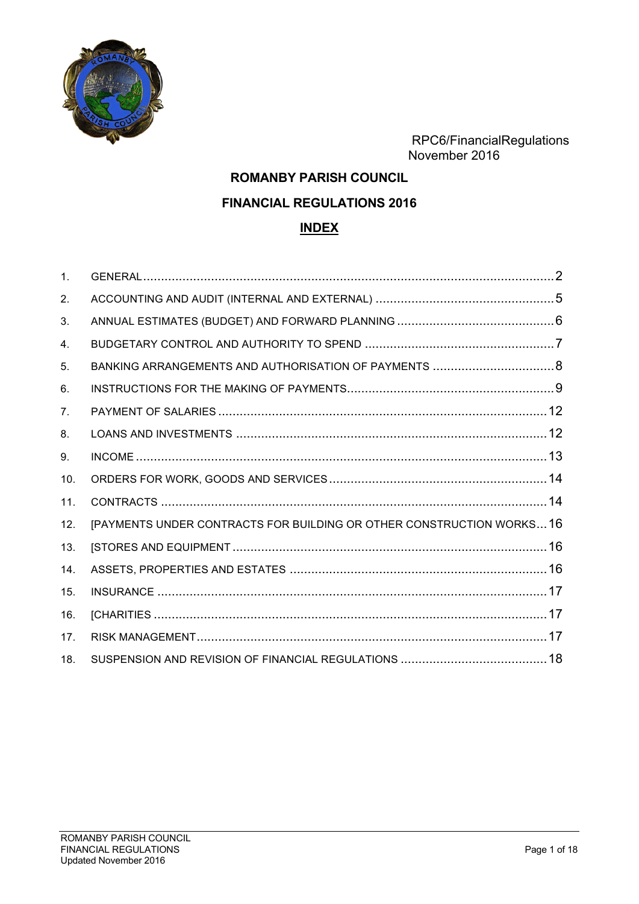RPC6/FinancialRegulations
November 2016

# ROMANBY PARISH COUNCIL

## FINANCIAL REGULATIONS 2016

## INDEX

| | | |
|---|---|---|
| 1. | GENERAL | 2 |
| 2. | ACCOUNTING AND AUDIT (INTERNAL AND EXTERNAL) | 5 |
| 3. | ANNUAL ESTIMATES (BUDGET) AND FORWARD PLANNING | 6 |
| 4. | BUDGETARY CONTROL AND AUTHORITY TO SPEND | 7 |
| 5. | BANKING ARRANGEMENTS AND AUTHORISATION OF PAYMENTS | 8 |
| 6. | INSTRUCTIONS FOR THE MAKING OF PAYMENTS | 9 |
| 7. | PAYMENT OF SALARIES | 12 |
| 8. | LOANS AND INVESTMENTS | 12 |
| 9. | INCOME | 13 |
| 10. | ORDERS FOR WORK, GOODS AND SERVICES | 14 |
| 11. | CONTRACTS | 14 |
| 12. | [PAYMENTS UNDER CONTRACTS FOR BUILDING OR OTHER CONSTRUCTION WORKS | 16 |
| 13. | [STORES AND EQUIPMENT | 16 |
| 14. | ASSETS, PROPERTIES AND ESTATES | 16 |
| 15. | INSURANCE | 17 |
| 16. | [CHARITIES | 17 |
| 17. | RISK MANAGEMENT | 17 |
| 18. | SUSPENSION AND REVISION OF FINANCIAL REGULATIONS | 18 |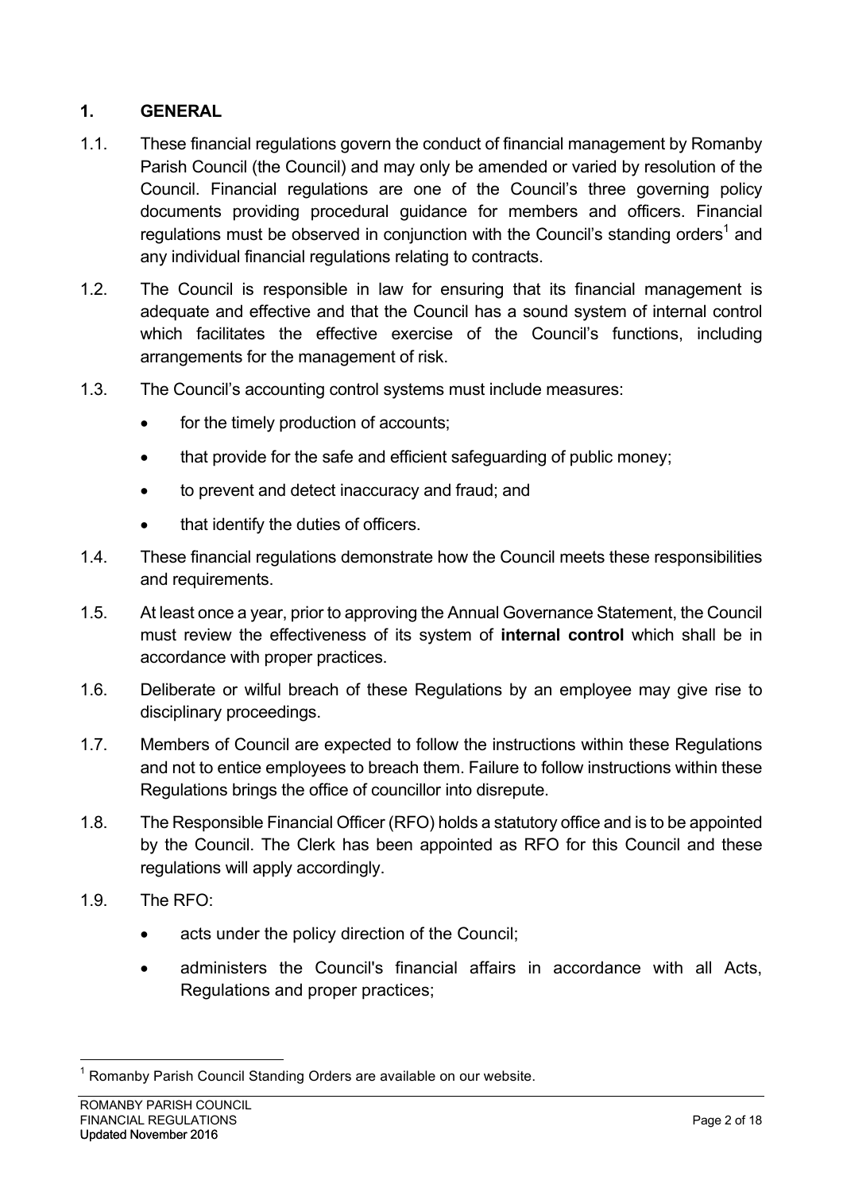## 1. GENERAL

1.1. These financial regulations govern the conduct of financial management by Romanby Parish Council (the Council) and may only be amended or varied by resolution of the Council. Financial regulations are one of the Council's three governing policy documents providing procedural guidance for members and officers. Financial regulations must be observed in conjunction with the Council's standing orders[1] and any individual financial regulations relating to contracts.

1.2. The Council is responsible in law for ensuring that its financial management is adequate and effective and that the Council has a sound system of internal control which facilitates the effective exercise of the Council's functions, including arrangements for the management of risk.

1.3. The Council's accounting control systems must include measures:

- for the timely production of accounts;
- that provide for the safe and efficient safeguarding of public money;
- to prevent and detect inaccuracy and fraud; and
- that identify the duties of officers.

1.4. These financial regulations demonstrate how the Council meets these responsibilities and requirements.

1.5. At least once a year, prior to approving the Annual Governance Statement, the Council must review the effectiveness of its system of **internal control** which shall be in accordance with proper practices.

1.6. Deliberate or wilful breach of these Regulations by an employee may give rise to disciplinary proceedings.

1.7. Members of Council are expected to follow the instructions within these Regulations and not to entice employees to breach them. Failure to follow instructions within these Regulations brings the office of councillor into disrepute.

1.8. The Responsible Financial Officer (RFO) holds a statutory office and is to be appointed by the Council. The Clerk has been appointed as RFO for this Council and these regulations will apply accordingly.

1.9. The RFO:

- acts under the policy direction of the Council;
- administers the Council's financial affairs in accordance with all Acts, Regulations and proper practices;

[1] Romanby Parish Council Standing Orders are available on our website.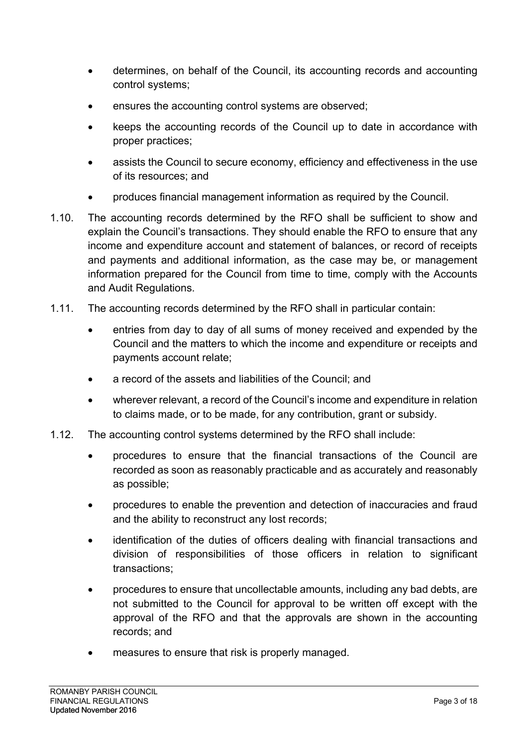- determines, on behalf of the Council, its accounting records and accounting control systems;
- ensures the accounting control systems are observed;
- keeps the accounting records of the Council up to date in accordance with proper practices;
- assists the Council to secure economy, efficiency and effectiveness in the use of its resources; and
- produces financial management information as required by the Council.

1.10. The accounting records determined by the RFO shall be sufficient to show and explain the Council's transactions. They should enable the RFO to ensure that any income and expenditure account and statement of balances, or record of receipts and payments and additional information, as the case may be, or management information prepared for the Council from time to time, comply with the Accounts and Audit Regulations.

1.11. The accounting records determined by the RFO shall in particular contain:

- entries from day to day of all sums of money received and expended by the Council and the matters to which the income and expenditure or receipts and payments account relate;
- a record of the assets and liabilities of the Council; and
- wherever relevant, a record of the Council's income and expenditure in relation to claims made, or to be made, for any contribution, grant or subsidy.

1.12. The accounting control systems determined by the RFO shall include:

- procedures to ensure that the financial transactions of the Council are recorded as soon as reasonably practicable and as accurately and reasonably as possible;
- procedures to enable the prevention and detection of inaccuracies and fraud and the ability to reconstruct any lost records;
- identification of the duties of officers dealing with financial transactions and division of responsibilities of those officers in relation to significant transactions;
- procedures to ensure that uncollectable amounts, including any bad debts, are not submitted to the Council for approval to be written off except with the approval of the RFO and that the approvals are shown in the accounting records; and
- measures to ensure that risk is properly managed.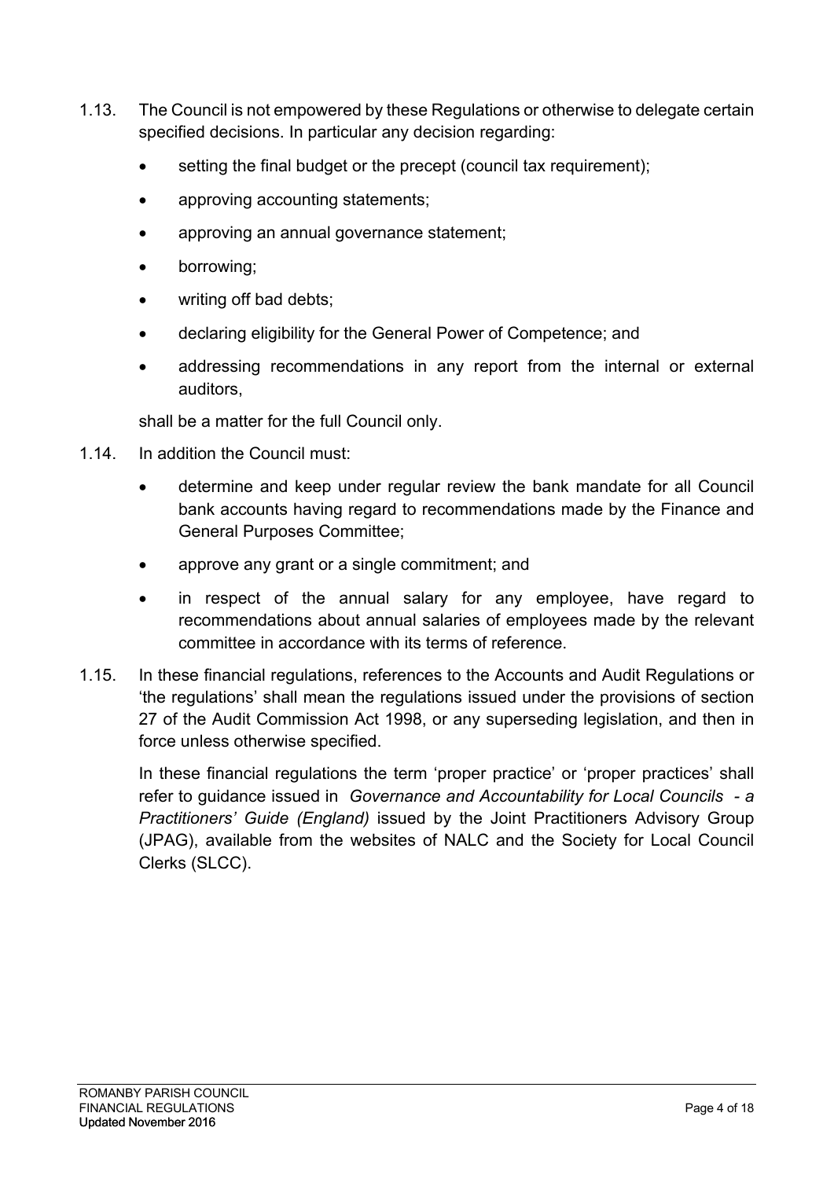1.13. The Council is not empowered by these Regulations or otherwise to delegate certain specified decisions. In particular any decision regarding:

- setting the final budget or the precept (council tax requirement);
- approving accounting statements;
- approving an annual governance statement;
- borrowing;
- writing off bad debts;
- declaring eligibility for the General Power of Competence; and
- addressing recommendations in any report from the internal or external auditors,

shall be a matter for the full Council only.

1.14. In addition the Council must:

- determine and keep under regular review the bank mandate for all Council bank accounts having regard to recommendations made by the Finance and General Purposes Committee;
- approve any grant or a single commitment; and
- in respect of the annual salary for any employee, have regard to recommendations about annual salaries of employees made by the relevant committee in accordance with its terms of reference.

1.15. In these financial regulations, references to the Accounts and Audit Regulations or 'the regulations' shall mean the regulations issued under the provisions of section 27 of the Audit Commission Act 1998, or any superseding legislation, and then in force unless otherwise specified.

In these financial regulations the term 'proper practice' or 'proper practices' shall refer to guidance issued in *Governance and Accountability for Local Councils - a Practitioners' Guide (England)* issued by the Joint Practitioners Advisory Group (JPAG), available from the websites of NALC and the Society for Local Council Clerks (SLCC).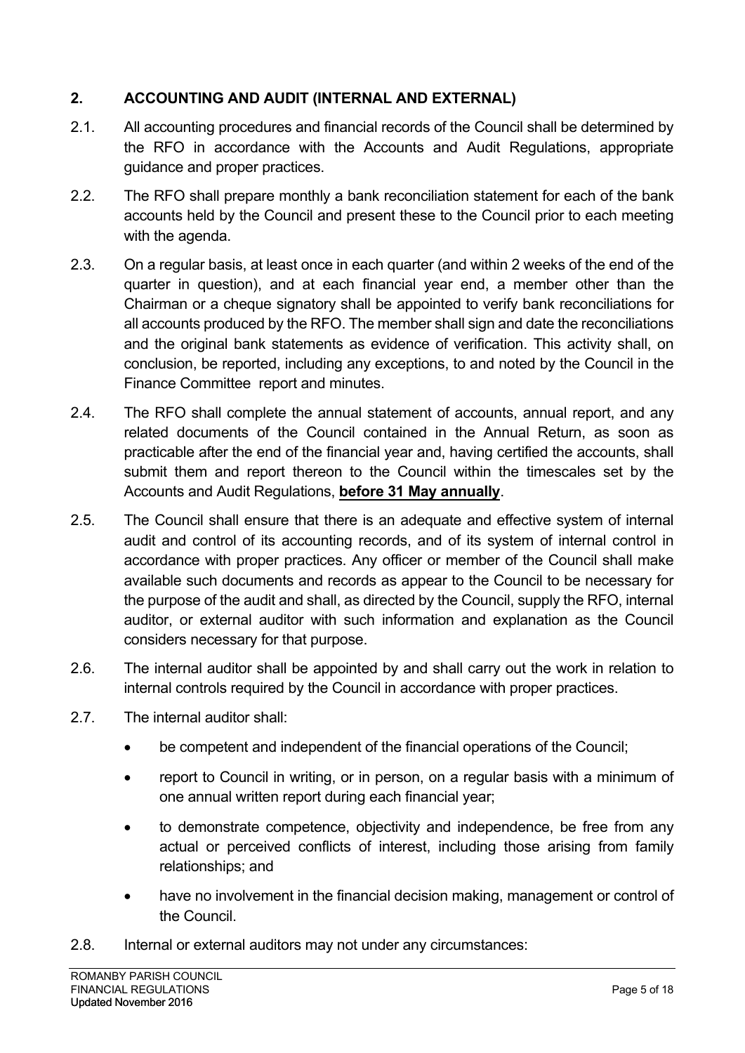## 2. ACCOUNTING AND AUDIT (INTERNAL AND EXTERNAL)

2.1. All accounting procedures and financial records of the Council shall be determined by the RFO in accordance with the Accounts and Audit Regulations, appropriate guidance and proper practices.

2.2. The RFO shall prepare monthly a bank reconciliation statement for each of the bank accounts held by the Council and present these to the Council prior to each meeting with the agenda.

2.3. On a regular basis, at least once in each quarter (and within 2 weeks of the end of the quarter in question), and at each financial year end, a member other than the Chairman or a cheque signatory shall be appointed to verify bank reconciliations for all accounts produced by the RFO. The member shall sign and date the reconciliations and the original bank statements as evidence of verification. This activity shall, on conclusion, be reported, including any exceptions, to and noted by the Council in the Finance Committee report and minutes.

2.4. The RFO shall complete the annual statement of accounts, annual report, and any related documents of the Council contained in the Annual Return, as soon as practicable after the end of the financial year and, having certified the accounts, shall submit them and report thereon to the Council within the timescales set by the Accounts and Audit Regulations, **before 31 May annually**.

2.5. The Council shall ensure that there is an adequate and effective system of internal audit and control of its accounting records, and of its system of internal control in accordance with proper practices. Any officer or member of the Council shall make available such documents and records as appear to the Council to be necessary for the purpose of the audit and shall, as directed by the Council, supply the RFO, internal auditor, or external auditor with such information and explanation as the Council considers necessary for that purpose.

2.6. The internal auditor shall be appointed by and shall carry out the work in relation to internal controls required by the Council in accordance with proper practices.

2.7. The internal auditor shall:

- be competent and independent of the financial operations of the Council;
- report to Council in writing, or in person, on a regular basis with a minimum of one annual written report during each financial year;
- to demonstrate competence, objectivity and independence, be free from any actual or perceived conflicts of interest, including those arising from family relationships; and
- have no involvement in the financial decision making, management or control of the Council.

2.8. Internal or external auditors may not under any circumstances: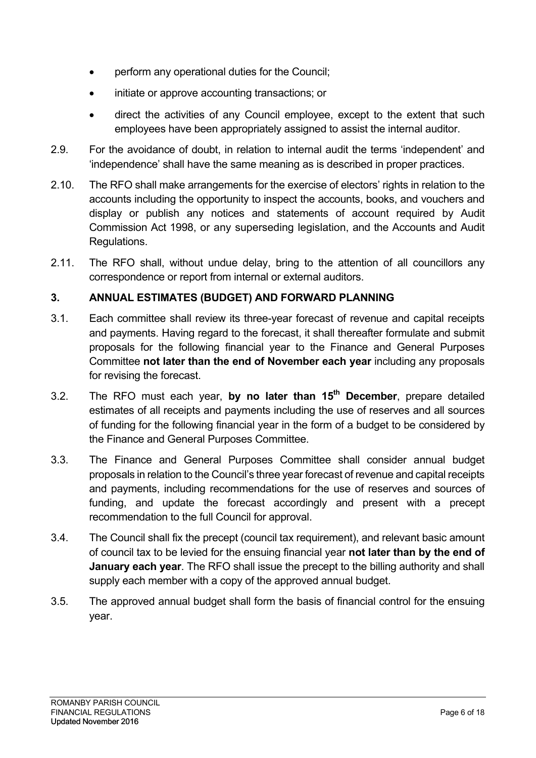- perform any operational duties for the Council;
- initiate or approve accounting transactions; or
- direct the activities of any Council employee, except to the extent that such employees have been appropriately assigned to assist the internal auditor.

2.9. For the avoidance of doubt, in relation to internal audit the terms 'independent' and 'independence' shall have the same meaning as is described in proper practices.

2.10. The RFO shall make arrangements for the exercise of electors' rights in relation to the accounts including the opportunity to inspect the accounts, books, and vouchers and display or publish any notices and statements of account required by Audit Commission Act 1998, or any superseding legislation, and the Accounts and Audit Regulations.

2.11. The RFO shall, without undue delay, bring to the attention of all councillors any correspondence or report from internal or external auditors.

## 3. ANNUAL ESTIMATES (BUDGET) AND FORWARD PLANNING

3.1. Each committee shall review its three-year forecast of revenue and capital receipts and payments. Having regard to the forecast, it shall thereafter formulate and submit proposals for the following financial year to the Finance and General Purposes Committee **not later than the end of November each year** including any proposals for revising the forecast.

3.2. The RFO must each year, **by no later than 15th December**, prepare detailed estimates of all receipts and payments including the use of reserves and all sources of funding for the following financial year in the form of a budget to be considered by the Finance and General Purposes Committee.

3.3. The Finance and General Purposes Committee shall consider annual budget proposals in relation to the Council's three year forecast of revenue and capital receipts and payments, including recommendations for the use of reserves and sources of funding, and update the forecast accordingly and present with a precept recommendation to the full Council for approval.

3.4. The Council shall fix the precept (council tax requirement), and relevant basic amount of council tax to be levied for the ensuing financial year **not later than by the end of January each year**. The RFO shall issue the precept to the billing authority and shall supply each member with a copy of the approved annual budget.

3.5. The approved annual budget shall form the basis of financial control for the ensuing year.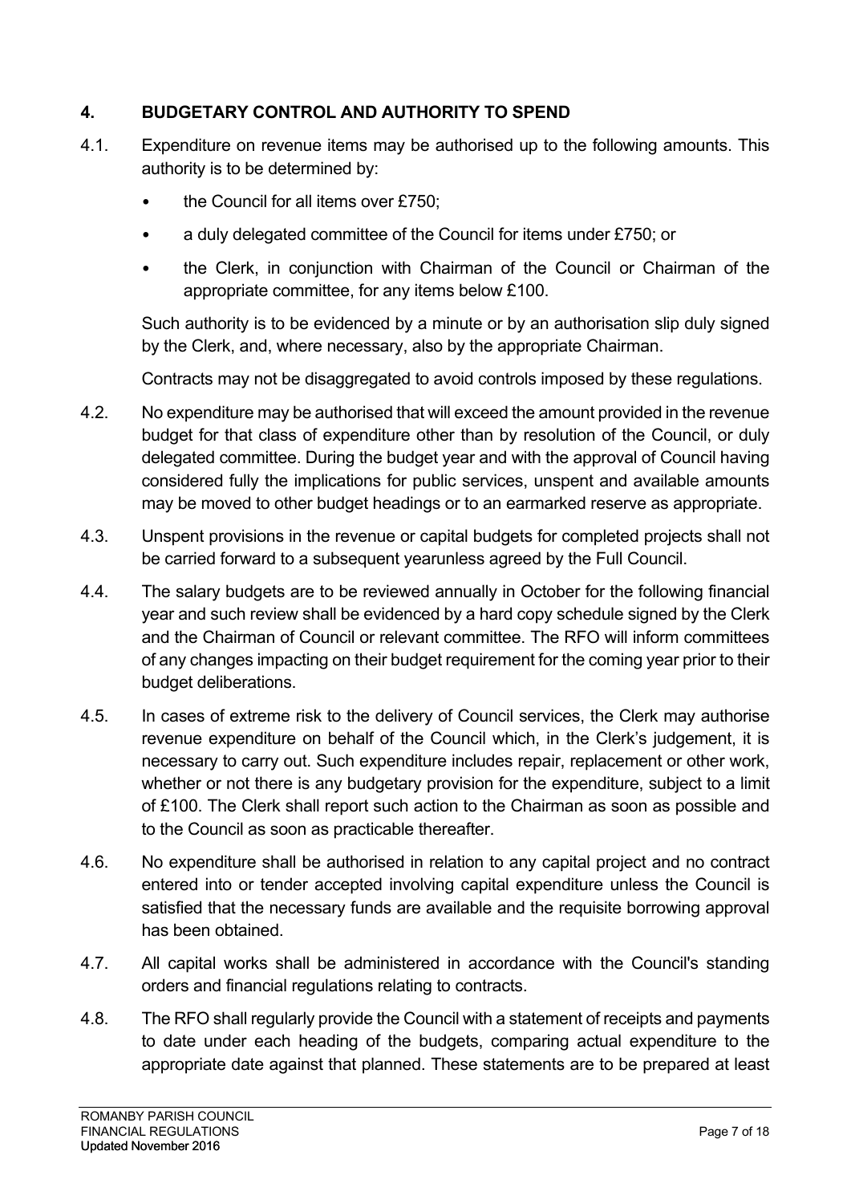## 4. BUDGETARY CONTROL AND AUTHORITY TO SPEND

4.1. Expenditure on revenue items may be authorised up to the following amounts. This authority is to be determined by:

- the Council for all items over £750;
- a duly delegated committee of the Council for items under £750; or
- the Clerk, in conjunction with Chairman of the Council or Chairman of the appropriate committee, for any items below £100.

Such authority is to be evidenced by a minute or by an authorisation slip duly signed by the Clerk, and, where necessary, also by the appropriate Chairman.

Contracts may not be disaggregated to avoid controls imposed by these regulations.

4.2. No expenditure may be authorised that will exceed the amount provided in the revenue budget for that class of expenditure other than by resolution of the Council, or duly delegated committee. During the budget year and with the approval of Council having considered fully the implications for public services, unspent and available amounts may be moved to other budget headings or to an earmarked reserve as appropriate.

4.3. Unspent provisions in the revenue or capital budgets for completed projects shall not be carried forward to a subsequent yearunless agreed by the Full Council.

4.4. The salary budgets are to be reviewed annually in October for the following financial year and such review shall be evidenced by a hard copy schedule signed by the Clerk and the Chairman of Council or relevant committee. The RFO will inform committees of any changes impacting on their budget requirement for the coming year prior to their budget deliberations.

4.5. In cases of extreme risk to the delivery of Council services, the Clerk may authorise revenue expenditure on behalf of the Council which, in the Clerk's judgement, it is necessary to carry out. Such expenditure includes repair, replacement or other work, whether or not there is any budgetary provision for the expenditure, subject to a limit of £100. The Clerk shall report such action to the Chairman as soon as possible and to the Council as soon as practicable thereafter.

4.6. No expenditure shall be authorised in relation to any capital project and no contract entered into or tender accepted involving capital expenditure unless the Council is satisfied that the necessary funds are available and the requisite borrowing approval has been obtained.

4.7. All capital works shall be administered in accordance with the Council's standing orders and financial regulations relating to contracts.

4.8. The RFO shall regularly provide the Council with a statement of receipts and payments to date under each heading of the budgets, comparing actual expenditure to the appropriate date against that planned. These statements are to be prepared at least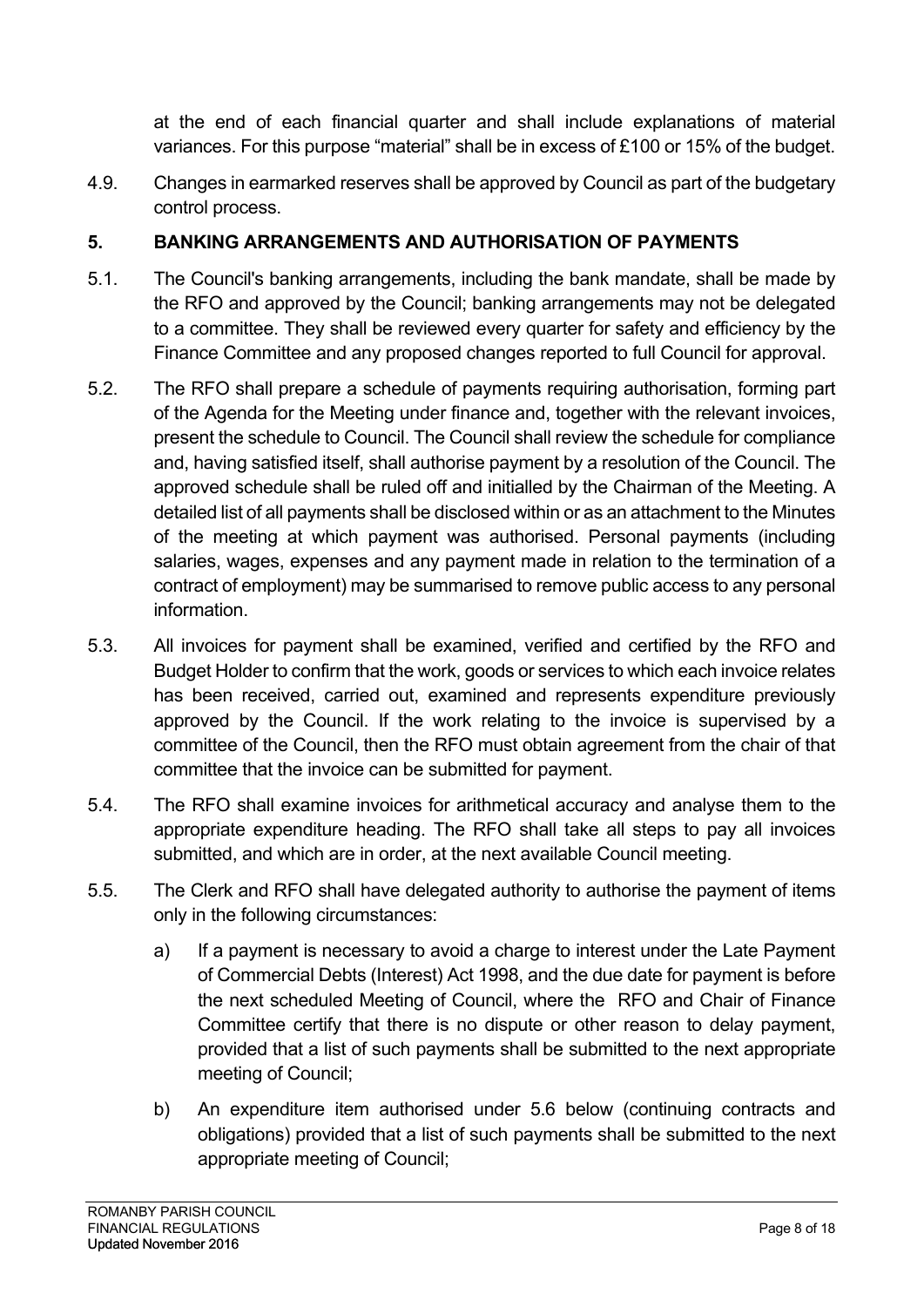at the end of each financial quarter and shall include explanations of material variances. For this purpose "material" shall be in excess of £100 or 15% of the budget.

4.9. Changes in earmarked reserves shall be approved by Council as part of the budgetary control process.

## 5. BANKING ARRANGEMENTS AND AUTHORISATION OF PAYMENTS

5.1. The Council's banking arrangements, including the bank mandate, shall be made by the RFO and approved by the Council; banking arrangements may not be delegated to a committee. They shall be reviewed every quarter for safety and efficiency by the Finance Committee and any proposed changes reported to full Council for approval.

5.2. The RFO shall prepare a schedule of payments requiring authorisation, forming part of the Agenda for the Meeting under finance and, together with the relevant invoices, present the schedule to Council. The Council shall review the schedule for compliance and, having satisfied itself, shall authorise payment by a resolution of the Council. The approved schedule shall be ruled off and initialled by the Chairman of the Meeting. A detailed list of all payments shall be disclosed within or as an attachment to the Minutes of the meeting at which payment was authorised. Personal payments (including salaries, wages, expenses and any payment made in relation to the termination of a contract of employment) may be summarised to remove public access to any personal information.

5.3. All invoices for payment shall be examined, verified and certified by the RFO and Budget Holder to confirm that the work, goods or services to which each invoice relates has been received, carried out, examined and represents expenditure previously approved by the Council. If the work relating to the invoice is supervised by a committee of the Council, then the RFO must obtain agreement from the chair of that committee that the invoice can be submitted for payment.

5.4. The RFO shall examine invoices for arithmetical accuracy and analyse them to the appropriate expenditure heading. The RFO shall take all steps to pay all invoices submitted, and which are in order, at the next available Council meeting.

5.5. The Clerk and RFO shall have delegated authority to authorise the payment of items only in the following circumstances:

a) If a payment is necessary to avoid a charge to interest under the Late Payment of Commercial Debts (Interest) Act 1998, and the due date for payment is before the next scheduled Meeting of Council, where the RFO and Chair of Finance Committee certify that there is no dispute or other reason to delay payment, provided that a list of such payments shall be submitted to the next appropriate meeting of Council;

b) An expenditure item authorised under 5.6 below (continuing contracts and obligations) provided that a list of such payments shall be submitted to the next appropriate meeting of Council;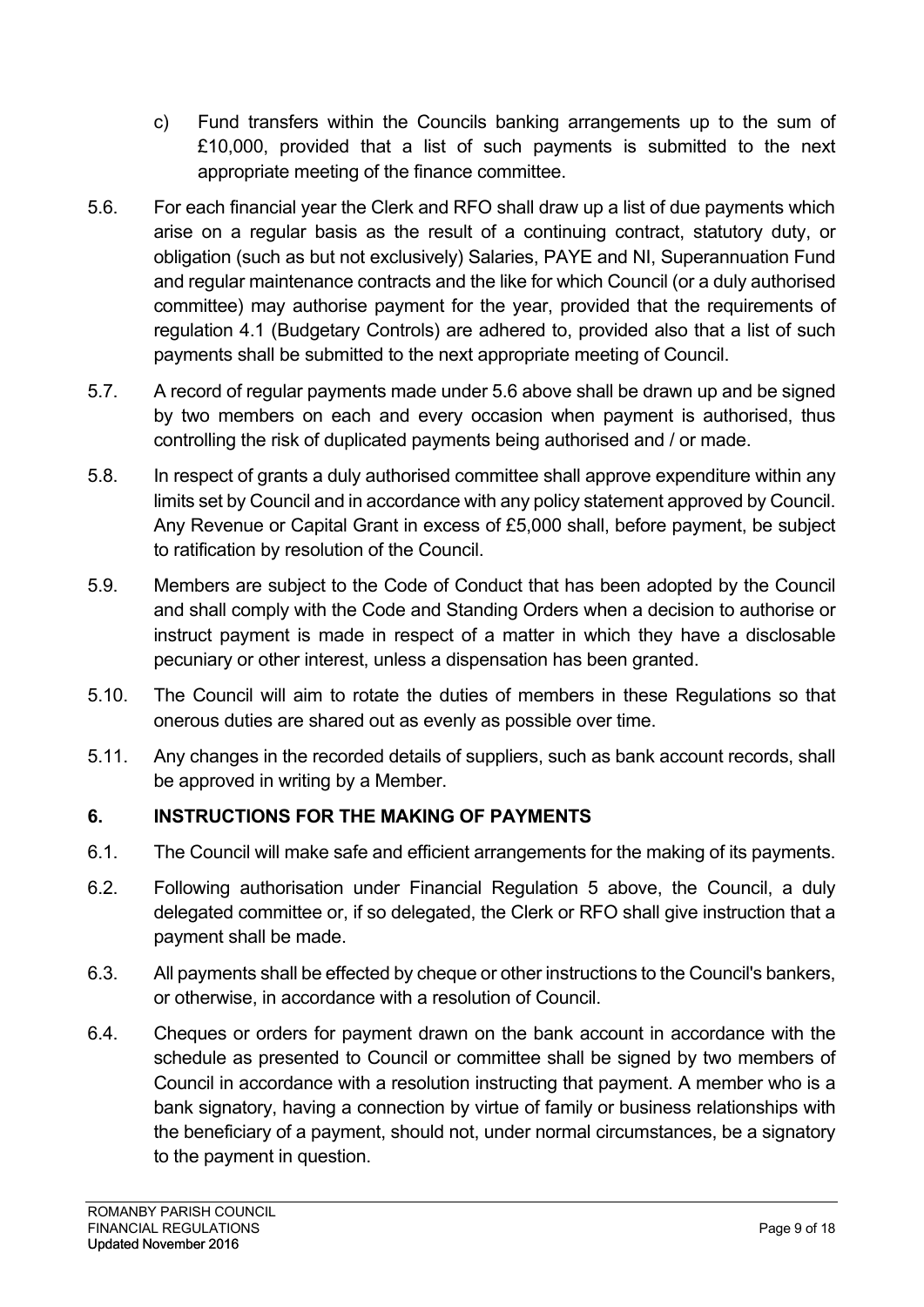c) Fund transfers within the Councils banking arrangements up to the sum of £10,000, provided that a list of such payments is submitted to the next appropriate meeting of the finance committee.

5.6. For each financial year the Clerk and RFO shall draw up a list of due payments which arise on a regular basis as the result of a continuing contract, statutory duty, or obligation (such as but not exclusively) Salaries, PAYE and NI, Superannuation Fund and regular maintenance contracts and the like for which Council (or a duly authorised committee) may authorise payment for the year, provided that the requirements of regulation 4.1 (Budgetary Controls) are adhered to, provided also that a list of such payments shall be submitted to the next appropriate meeting of Council.

5.7. A record of regular payments made under 5.6 above shall be drawn up and be signed by two members on each and every occasion when payment is authorised, thus controlling the risk of duplicated payments being authorised and / or made.

5.8. In respect of grants a duly authorised committee shall approve expenditure within any limits set by Council and in accordance with any policy statement approved by Council. Any Revenue or Capital Grant in excess of £5,000 shall, before payment, be subject to ratification by resolution of the Council.

5.9. Members are subject to the Code of Conduct that has been adopted by the Council and shall comply with the Code and Standing Orders when a decision to authorise or instruct payment is made in respect of a matter in which they have a disclosable pecuniary or other interest, unless a dispensation has been granted.

5.10. The Council will aim to rotate the duties of members in these Regulations so that onerous duties are shared out as evenly as possible over time.

5.11. Any changes in the recorded details of suppliers, such as bank account records, shall be approved in writing by a Member.

## 6. INSTRUCTIONS FOR THE MAKING OF PAYMENTS

6.1. The Council will make safe and efficient arrangements for the making of its payments.

6.2. Following authorisation under Financial Regulation 5 above, the Council, a duly delegated committee or, if so delegated, the Clerk or RFO shall give instruction that a payment shall be made.

6.3. All payments shall be effected by cheque or other instructions to the Council's bankers, or otherwise, in accordance with a resolution of Council.

6.4. Cheques or orders for payment drawn on the bank account in accordance with the schedule as presented to Council or committee shall be signed by two members of Council in accordance with a resolution instructing that payment. A member who is a bank signatory, having a connection by virtue of family or business relationships with the beneficiary of a payment, should not, under normal circumstances, be a signatory to the payment in question.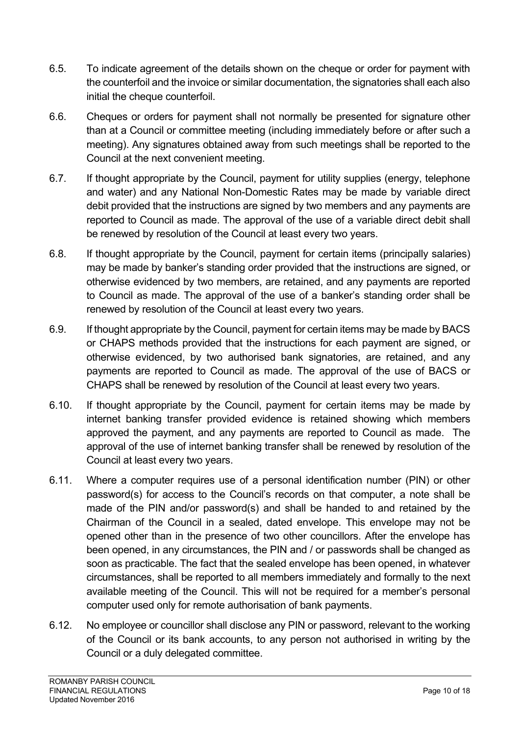6.5. To indicate agreement of the details shown on the cheque or order for payment with the counterfoil and the invoice or similar documentation, the signatories shall each also initial the cheque counterfoil.

6.6. Cheques or orders for payment shall not normally be presented for signature other than at a Council or committee meeting (including immediately before or after such a meeting). Any signatures obtained away from such meetings shall be reported to the Council at the next convenient meeting.

6.7. If thought appropriate by the Council, payment for utility supplies (energy, telephone and water) and any National Non-Domestic Rates may be made by variable direct debit provided that the instructions are signed by two members and any payments are reported to Council as made. The approval of the use of a variable direct debit shall be renewed by resolution of the Council at least every two years.

6.8. If thought appropriate by the Council, payment for certain items (principally salaries) may be made by banker's standing order provided that the instructions are signed, or otherwise evidenced by two members, are retained, and any payments are reported to Council as made. The approval of the use of a banker's standing order shall be renewed by resolution of the Council at least every two years.

6.9. If thought appropriate by the Council, payment for certain items may be made by BACS or CHAPS methods provided that the instructions for each payment are signed, or otherwise evidenced, by two authorised bank signatories, are retained, and any payments are reported to Council as made. The approval of the use of BACS or CHAPS shall be renewed by resolution of the Council at least every two years.

6.10. If thought appropriate by the Council, payment for certain items may be made by internet banking transfer provided evidence is retained showing which members approved the payment, and any payments are reported to Council as made. The approval of the use of internet banking transfer shall be renewed by resolution of the Council at least every two years.

6.11. Where a computer requires use of a personal identification number (PIN) or other password(s) for access to the Council's records on that computer, a note shall be made of the PIN and/or password(s) and shall be handed to and retained by the Chairman of the Council in a sealed, dated envelope. This envelope may not be opened other than in the presence of two other councillors. After the envelope has been opened, in any circumstances, the PIN and / or passwords shall be changed as soon as practicable. The fact that the sealed envelope has been opened, in whatever circumstances, shall be reported to all members immediately and formally to the next available meeting of the Council. This will not be required for a member's personal computer used only for remote authorisation of bank payments.

6.12. No employee or councillor shall disclose any PIN or password, relevant to the working of the Council or its bank accounts, to any person not authorised in writing by the Council or a duly delegated committee.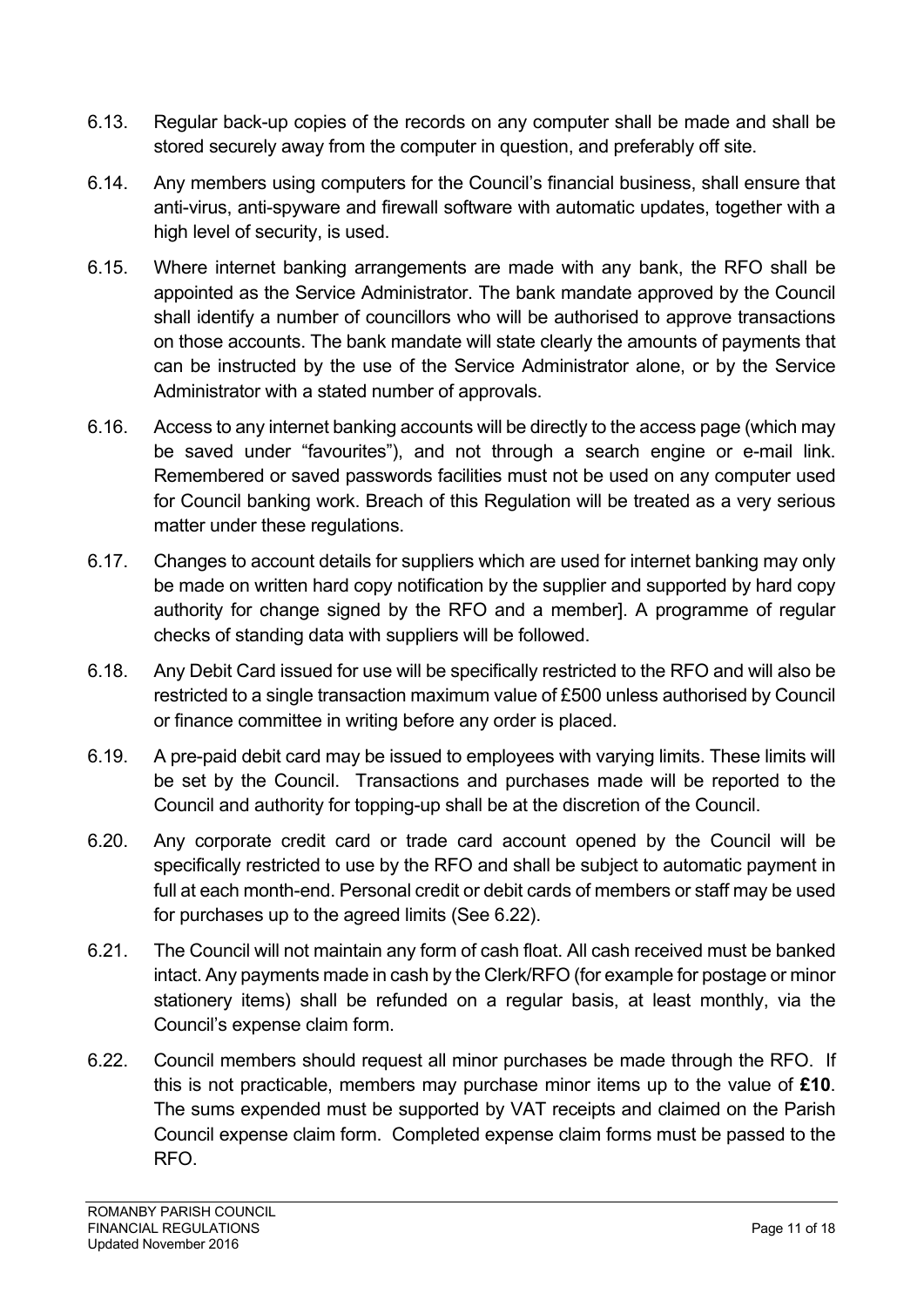6.13. Regular back-up copies of the records on any computer shall be made and shall be stored securely away from the computer in question, and preferably off site.

6.14. Any members using computers for the Council's financial business, shall ensure that anti-virus, anti-spyware and firewall software with automatic updates, together with a high level of security, is used.

6.15. Where internet banking arrangements are made with any bank, the RFO shall be appointed as the Service Administrator. The bank mandate approved by the Council shall identify a number of councillors who will be authorised to approve transactions on those accounts. The bank mandate will state clearly the amounts of payments that can be instructed by the use of the Service Administrator alone, or by the Service Administrator with a stated number of approvals.

6.16. Access to any internet banking accounts will be directly to the access page (which may be saved under "favourites"), and not through a search engine or e-mail link. Remembered or saved passwords facilities must not be used on any computer used for Council banking work. Breach of this Regulation will be treated as a very serious matter under these regulations.

6.17. Changes to account details for suppliers which are used for internet banking may only be made on written hard copy notification by the supplier and supported by hard copy authority for change signed by the RFO and a member]. A programme of regular checks of standing data with suppliers will be followed.

6.18. Any Debit Card issued for use will be specifically restricted to the RFO and will also be restricted to a single transaction maximum value of £500 unless authorised by Council or finance committee in writing before any order is placed.

6.19. A pre-paid debit card may be issued to employees with varying limits. These limits will be set by the Council. Transactions and purchases made will be reported to the Council and authority for topping-up shall be at the discretion of the Council.

6.20. Any corporate credit card or trade card account opened by the Council will be specifically restricted to use by the RFO and shall be subject to automatic payment in full at each month-end. Personal credit or debit cards of members or staff may be used for purchases up to the agreed limits (See 6.22).

6.21. The Council will not maintain any form of cash float. All cash received must be banked intact. Any payments made in cash by the Clerk/RFO (for example for postage or minor stationery items) shall be refunded on a regular basis, at least monthly, via the Council's expense claim form.

6.22. Council members should request all minor purchases be made through the RFO. If this is not practicable, members may purchase minor items up to the value of **£10**. The sums expended must be supported by VAT receipts and claimed on the Parish Council expense claim form. Completed expense claim forms must be passed to the RFO.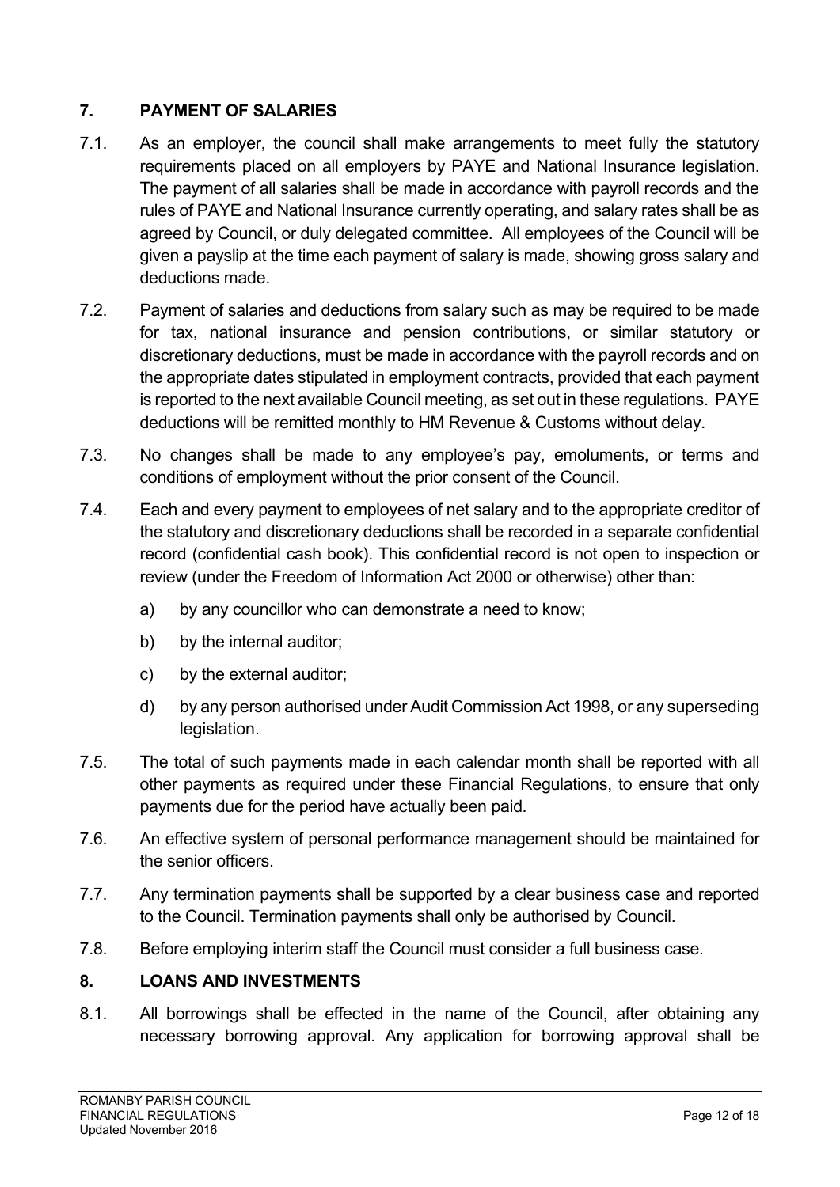## 7. PAYMENT OF SALARIES

7.1. As an employer, the council shall make arrangements to meet fully the statutory requirements placed on all employers by PAYE and National Insurance legislation. The payment of all salaries shall be made in accordance with payroll records and the rules of PAYE and National Insurance currently operating, and salary rates shall be as agreed by Council, or duly delegated committee. All employees of the Council will be given a payslip at the time each payment of salary is made, showing gross salary and deductions made.

7.2. Payment of salaries and deductions from salary such as may be required to be made for tax, national insurance and pension contributions, or similar statutory or discretionary deductions, must be made in accordance with the payroll records and on the appropriate dates stipulated in employment contracts, provided that each payment is reported to the next available Council meeting, as set out in these regulations. PAYE deductions will be remitted monthly to HM Revenue & Customs without delay.

7.3. No changes shall be made to any employee's pay, emoluments, or terms and conditions of employment without the prior consent of the Council.

7.4. Each and every payment to employees of net salary and to the appropriate creditor of the statutory and discretionary deductions shall be recorded in a separate confidential record (confidential cash book). This confidential record is not open to inspection or review (under the Freedom of Information Act 2000 or otherwise) other than:

a) by any councillor who can demonstrate a need to know;

b) by the internal auditor;

c) by the external auditor;

d) by any person authorised under Audit Commission Act 1998, or any superseding legislation.

7.5. The total of such payments made in each calendar month shall be reported with all other payments as required under these Financial Regulations, to ensure that only payments due for the period have actually been paid.

7.6. An effective system of personal performance management should be maintained for the senior officers.

7.7. Any termination payments shall be supported by a clear business case and reported to the Council. Termination payments shall only be authorised by Council.

7.8. Before employing interim staff the Council must consider a full business case.

## 8. LOANS AND INVESTMENTS

8.1. All borrowings shall be effected in the name of the Council, after obtaining any necessary borrowing approval. Any application for borrowing approval shall be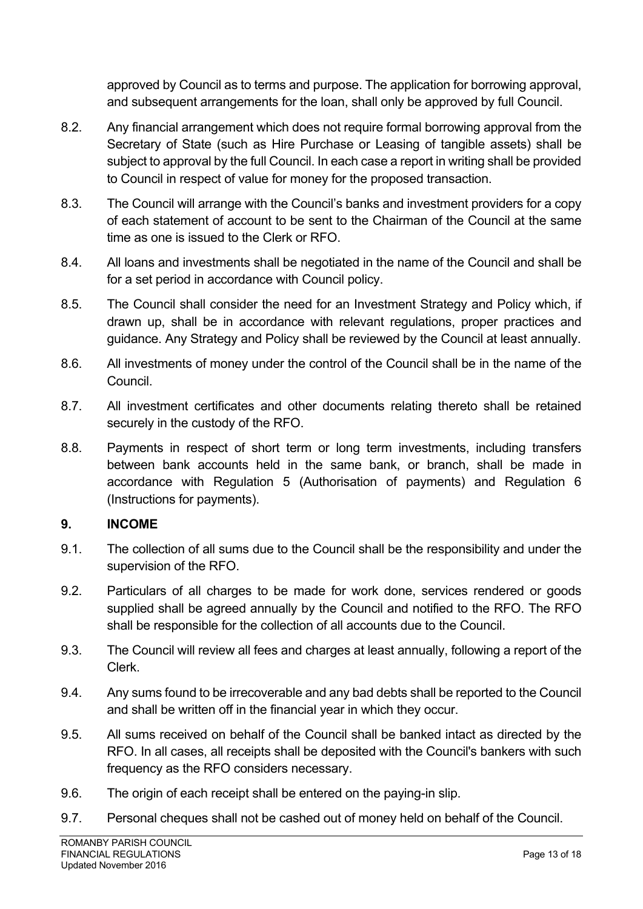approved by Council as to terms and purpose. The application for borrowing approval, and subsequent arrangements for the loan, shall only be approved by full Council.

8.2. Any financial arrangement which does not require formal borrowing approval from the Secretary of State (such as Hire Purchase or Leasing of tangible assets) shall be subject to approval by the full Council. In each case a report in writing shall be provided to Council in respect of value for money for the proposed transaction.

8.3. The Council will arrange with the Council's banks and investment providers for a copy of each statement of account to be sent to the Chairman of the Council at the same time as one is issued to the Clerk or RFO.

8.4. All loans and investments shall be negotiated in the name of the Council and shall be for a set period in accordance with Council policy.

8.5. The Council shall consider the need for an Investment Strategy and Policy which, if drawn up, shall be in accordance with relevant regulations, proper practices and guidance. Any Strategy and Policy shall be reviewed by the Council at least annually.

8.6. All investments of money under the control of the Council shall be in the name of the Council.

8.7. All investment certificates and other documents relating thereto shall be retained securely in the custody of the RFO.

8.8. Payments in respect of short term or long term investments, including transfers between bank accounts held in the same bank, or branch, shall be made in accordance with Regulation 5 (Authorisation of payments) and Regulation 6 (Instructions for payments).

## 9. INCOME

9.1. The collection of all sums due to the Council shall be the responsibility and under the supervision of the RFO.

9.2. Particulars of all charges to be made for work done, services rendered or goods supplied shall be agreed annually by the Council and notified to the RFO. The RFO shall be responsible for the collection of all accounts due to the Council.

9.3. The Council will review all fees and charges at least annually, following a report of the Clerk.

9.4. Any sums found to be irrecoverable and any bad debts shall be reported to the Council and shall be written off in the financial year in which they occur.

9.5. All sums received on behalf of the Council shall be banked intact as directed by the RFO. In all cases, all receipts shall be deposited with the Council's bankers with such frequency as the RFO considers necessary.

9.6. The origin of each receipt shall be entered on the paying-in slip.

9.7. Personal cheques shall not be cashed out of money held on behalf of the Council.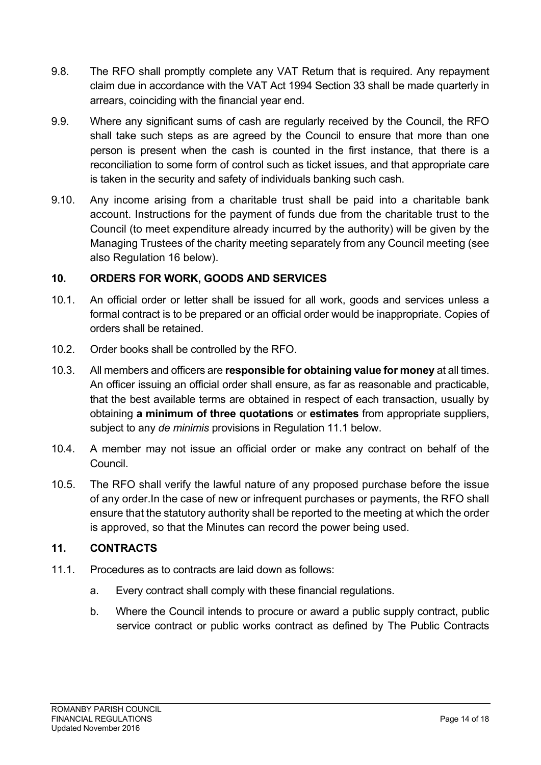9.8. The RFO shall promptly complete any VAT Return that is required. Any repayment claim due in accordance with the VAT Act 1994 Section 33 shall be made quarterly in arrears, coinciding with the financial year end.

9.9. Where any significant sums of cash are regularly received by the Council, the RFO shall take such steps as are agreed by the Council to ensure that more than one person is present when the cash is counted in the first instance, that there is a reconciliation to some form of control such as ticket issues, and that appropriate care is taken in the security and safety of individuals banking such cash.

9.10. Any income arising from a charitable trust shall be paid into a charitable bank account. Instructions for the payment of funds due from the charitable trust to the Council (to meet expenditure already incurred by the authority) will be given by the Managing Trustees of the charity meeting separately from any Council meeting (see also Regulation 16 below).

## 10. ORDERS FOR WORK, GOODS AND SERVICES

10.1. An official order or letter shall be issued for all work, goods and services unless a formal contract is to be prepared or an official order would be inappropriate. Copies of orders shall be retained.

10.2. Order books shall be controlled by the RFO.

10.3. All members and officers are **responsible for obtaining value for money** at all times. An officer issuing an official order shall ensure, as far as reasonable and practicable, that the best available terms are obtained in respect of each transaction, usually by obtaining **a minimum of three quotations** or **estimates** from appropriate suppliers, subject to any *de minimis* provisions in Regulation 11.1 below.

10.4. A member may not issue an official order or make any contract on behalf of the Council.

10.5. The RFO shall verify the lawful nature of any proposed purchase before the issue of any order.In the case of new or infrequent purchases or payments, the RFO shall ensure that the statutory authority shall be reported to the meeting at which the order is approved, so that the Minutes can record the power being used.

## 11. CONTRACTS

11.1. Procedures as to contracts are laid down as follows:

a. Every contract shall comply with these financial regulations.

b. Where the Council intends to procure or award a public supply contract, public service contract or public works contract as defined by The Public Contracts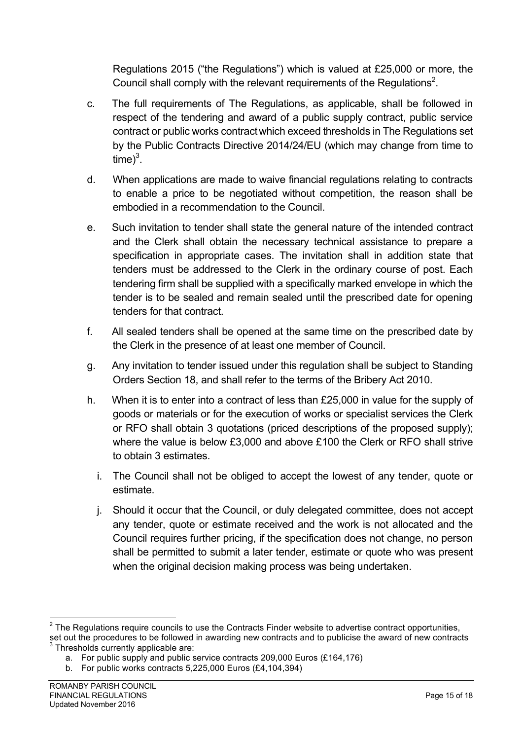Regulations 2015 ("the Regulations") which is valued at £25,000 or more, the Council shall comply with the relevant requirements of the Regulations[2].

c. The full requirements of The Regulations, as applicable, shall be followed in respect of the tendering and award of a public supply contract, public service contract or public works contract which exceed thresholds in The Regulations set by the Public Contracts Directive 2014/24/EU (which may change from time to time)[3].

d. When applications are made to waive financial regulations relating to contracts to enable a price to be negotiated without competition, the reason shall be embodied in a recommendation to the Council.

e. Such invitation to tender shall state the general nature of the intended contract and the Clerk shall obtain the necessary technical assistance to prepare a specification in appropriate cases. The invitation shall in addition state that tenders must be addressed to the Clerk in the ordinary course of post. Each tendering firm shall be supplied with a specifically marked envelope in which the tender is to be sealed and remain sealed until the prescribed date for opening tenders for that contract.

f. All sealed tenders shall be opened at the same time on the prescribed date by the Clerk in the presence of at least one member of Council.

g. Any invitation to tender issued under this regulation shall be subject to Standing Orders Section 18, and shall refer to the terms of the Bribery Act 2010.

h. When it is to enter into a contract of less than £25,000 in value for the supply of goods or materials or for the execution of works or specialist services the Clerk or RFO shall obtain 3 quotations (priced descriptions of the proposed supply); where the value is below £3,000 and above £100 the Clerk or RFO shall strive to obtain 3 estimates.

i. The Council shall not be obliged to accept the lowest of any tender, quote or estimate.

j. Should it occur that the Council, or duly delegated committee, does not accept any tender, quote or estimate received and the work is not allocated and the Council requires further pricing, if the specification does not change, no person shall be permitted to submit a later tender, estimate or quote who was present when the original decision making process was being undertaken.

---

[2] The Regulations require councils to use the Contracts Finder website to advertise contract opportunities, set out the procedures to be followed in awarding new contracts and to publicise the award of new contracts

[3] Thresholds currently applicable are:

a. For public supply and public service contracts 209,000 Euros (£164,176)
b. For public works contracts 5,225,000 Euros (£4,104,394)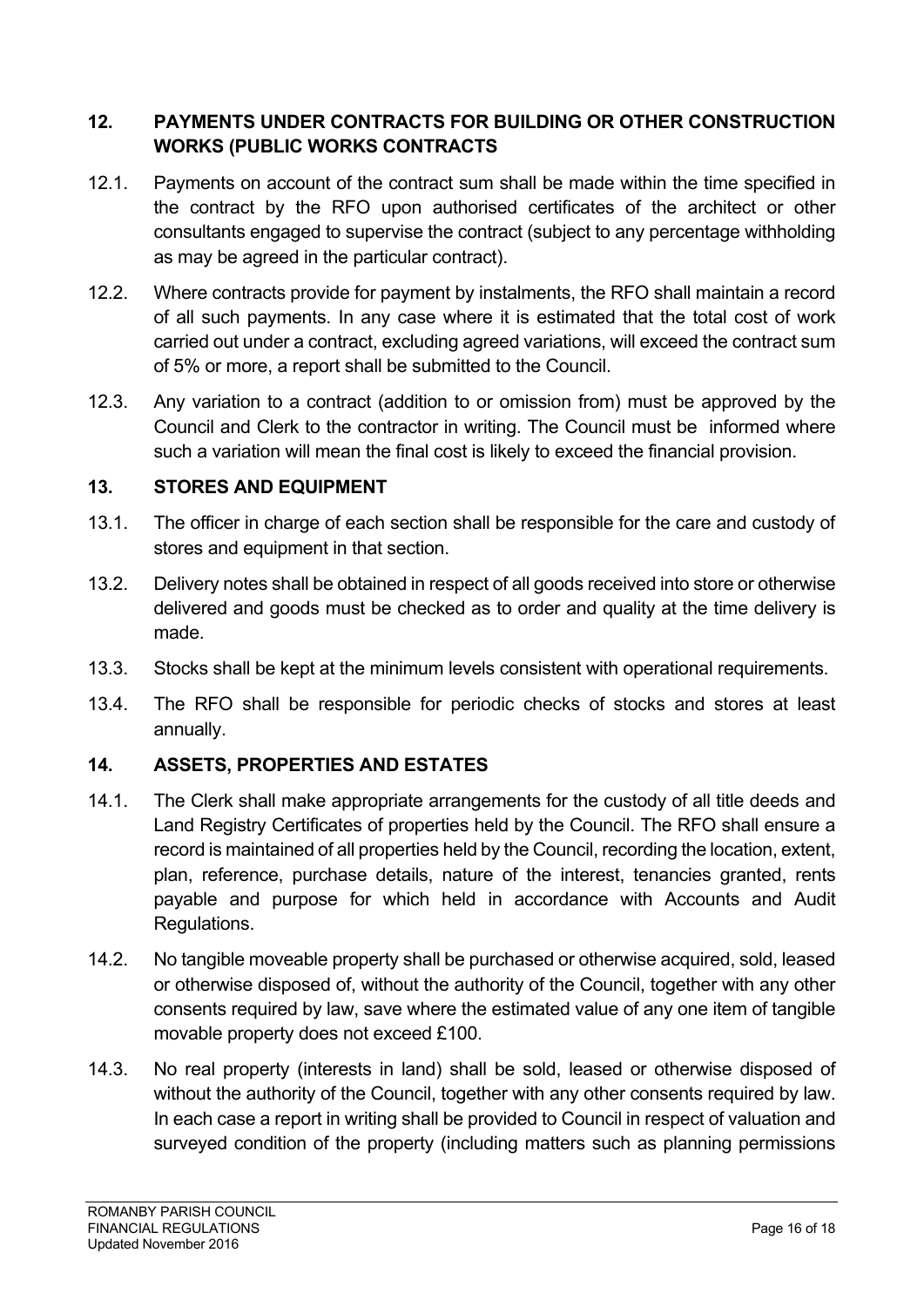## 12. PAYMENTS UNDER CONTRACTS FOR BUILDING OR OTHER CONSTRUCTION WORKS (PUBLIC WORKS CONTRACTS

12.1. Payments on account of the contract sum shall be made within the time specified in the contract by the RFO upon authorised certificates of the architect or other consultants engaged to supervise the contract (subject to any percentage withholding as may be agreed in the particular contract).

12.2. Where contracts provide for payment by instalments, the RFO shall maintain a record of all such payments. In any case where it is estimated that the total cost of work carried out under a contract, excluding agreed variations, will exceed the contract sum of 5% or more, a report shall be submitted to the Council.

12.3. Any variation to a contract (addition to or omission from) must be approved by the Council and Clerk to the contractor in writing. The Council must be informed where such a variation will mean the final cost is likely to exceed the financial provision.

## 13. STORES AND EQUIPMENT

13.1. The officer in charge of each section shall be responsible for the care and custody of stores and equipment in that section.

13.2. Delivery notes shall be obtained in respect of all goods received into store or otherwise delivered and goods must be checked as to order and quality at the time delivery is made.

13.3. Stocks shall be kept at the minimum levels consistent with operational requirements.

13.4. The RFO shall be responsible for periodic checks of stocks and stores at least annually.

## 14. ASSETS, PROPERTIES AND ESTATES

14.1. The Clerk shall make appropriate arrangements for the custody of all title deeds and Land Registry Certificates of properties held by the Council. The RFO shall ensure a record is maintained of all properties held by the Council, recording the location, extent, plan, reference, purchase details, nature of the interest, tenancies granted, rents payable and purpose for which held in accordance with Accounts and Audit Regulations.

14.2. No tangible moveable property shall be purchased or otherwise acquired, sold, leased or otherwise disposed of, without the authority of the Council, together with any other consents required by law, save where the estimated value of any one item of tangible movable property does not exceed £100.

14.3. No real property (interests in land) shall be sold, leased or otherwise disposed of without the authority of the Council, together with any other consents required by law. In each case a report in writing shall be provided to Council in respect of valuation and surveyed condition of the property (including matters such as planning permissions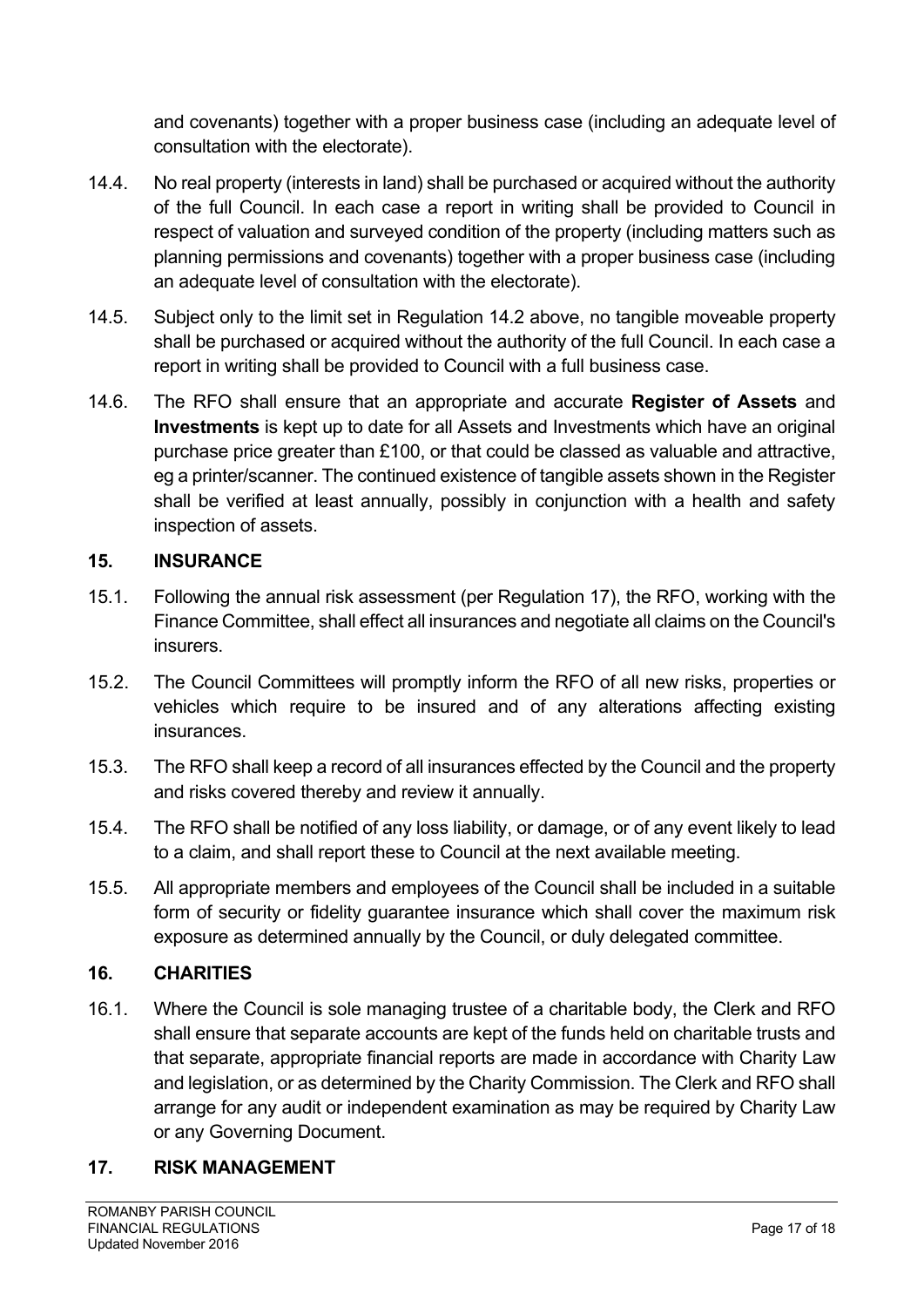and covenants) together with a proper business case (including an adequate level of consultation with the electorate).

14.4. No real property (interests in land) shall be purchased or acquired without the authority of the full Council. In each case a report in writing shall be provided to Council in respect of valuation and surveyed condition of the property (including matters such as planning permissions and covenants) together with a proper business case (including an adequate level of consultation with the electorate).

14.5. Subject only to the limit set in Regulation 14.2 above, no tangible moveable property shall be purchased or acquired without the authority of the full Council. In each case a report in writing shall be provided to Council with a full business case.

14.6. The RFO shall ensure that an appropriate and accurate **Register of Assets** and **Investments** is kept up to date for all Assets and Investments which have an original purchase price greater than £100, or that could be classed as valuable and attractive, eg a printer/scanner. The continued existence of tangible assets shown in the Register shall be verified at least annually, possibly in conjunction with a health and safety inspection of assets.

## 15. INSURANCE

15.1. Following the annual risk assessment (per Regulation 17), the RFO, working with the Finance Committee, shall effect all insurances and negotiate all claims on the Council's insurers.

15.2. The Council Committees will promptly inform the RFO of all new risks, properties or vehicles which require to be insured and of any alterations affecting existing insurances.

15.3. The RFO shall keep a record of all insurances effected by the Council and the property and risks covered thereby and review it annually.

15.4. The RFO shall be notified of any loss liability, or damage, or of any event likely to lead to a claim, and shall report these to Council at the next available meeting.

15.5. All appropriate members and employees of the Council shall be included in a suitable form of security or fidelity guarantee insurance which shall cover the maximum risk exposure as determined annually by the Council, or duly delegated committee.

## 16. CHARITIES

16.1. Where the Council is sole managing trustee of a charitable body, the Clerk and RFO shall ensure that separate accounts are kept of the funds held on charitable trusts and that separate, appropriate financial reports are made in accordance with Charity Law and legislation, or as determined by the Charity Commission. The Clerk and RFO shall arrange for any audit or independent examination as may be required by Charity Law or any Governing Document.

## 17. RISK MANAGEMENT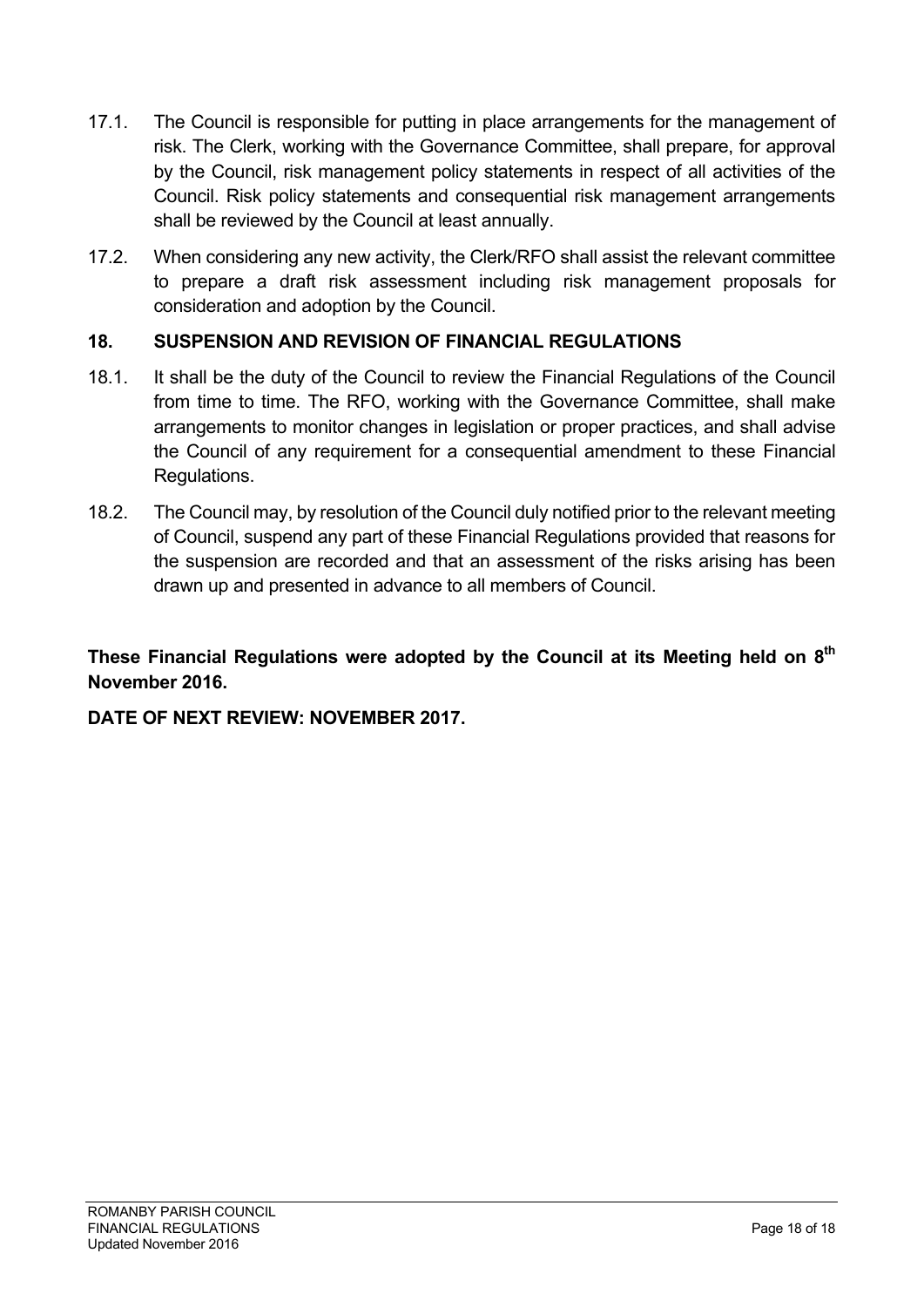17.1. The Council is responsible for putting in place arrangements for the management of risk. The Clerk, working with the Governance Committee, shall prepare, for approval by the Council, risk management policy statements in respect of all activities of the Council. Risk policy statements and consequential risk management arrangements shall be reviewed by the Council at least annually.

17.2. When considering any new activity, the Clerk/RFO shall assist the relevant committee to prepare a draft risk assessment including risk management proposals for consideration and adoption by the Council.

## 18. SUSPENSION AND REVISION OF FINANCIAL REGULATIONS

18.1. It shall be the duty of the Council to review the Financial Regulations of the Council from time to time. The RFO, working with the Governance Committee, shall make arrangements to monitor changes in legislation or proper practices, and shall advise the Council of any requirement for a consequential amendment to these Financial Regulations.

18.2. The Council may, by resolution of the Council duly notified prior to the relevant meeting of Council, suspend any part of these Financial Regulations provided that reasons for the suspension are recorded and that an assessment of the risks arising has been drawn up and presented in advance to all members of Council.

**These Financial Regulations were adopted by the Council at its Meeting held on 8th November 2016.**

**DATE OF NEXT REVIEW: NOVEMBER 2017.**